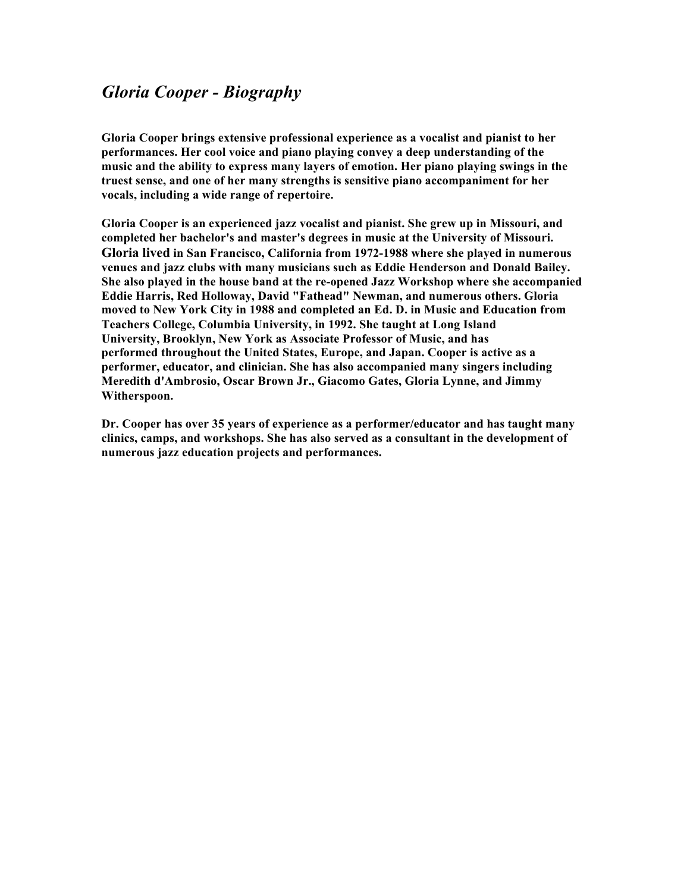# *Gloria Cooper - Biography*

**Gloria Cooper brings extensive professional experience as a vocalist and pianist to her performances. Her cool voice and piano playing convey a deep understanding of the music and the ability to express many layers of emotion. Her piano playing swings in the truest sense, and one of her many strengths is sensitive piano accompaniment for her vocals, including a wide range of repertoire.**

**Gloria Cooper is an experienced jazz vocalist and pianist. She grew up in Missouri, and completed her bachelor's and master's degrees in music at the University of Missouri. Gloria lived in San Francisco, California from 1972-1988 where she played in numerous venues and jazz clubs with many musicians such as Eddie Henderson and Donald Bailey. She also played in the house band at the re-opened Jazz Workshop where she accompanied Eddie Harris, Red Holloway, David "Fathead" Newman, and numerous others. Gloria moved to New York City in 1988 and completed an Ed. D. in Music and Education from Teachers College, Columbia University, in 1992. She taught at Long Island University, Brooklyn, New York as Associate Professor of Music, and has performed throughout the United States, Europe, and Japan. Cooper is active as a performer, educator, and clinician. She has also accompanied many singers including Meredith d'Ambrosio, Oscar Brown Jr., Giacomo Gates, Gloria Lynne, and Jimmy Witherspoon.**

**Dr. Cooper has over 35 years of experience as a performer/educator and has taught many clinics, camps, and workshops. She has also served as a consultant in the development of numerous jazz education projects and performances.**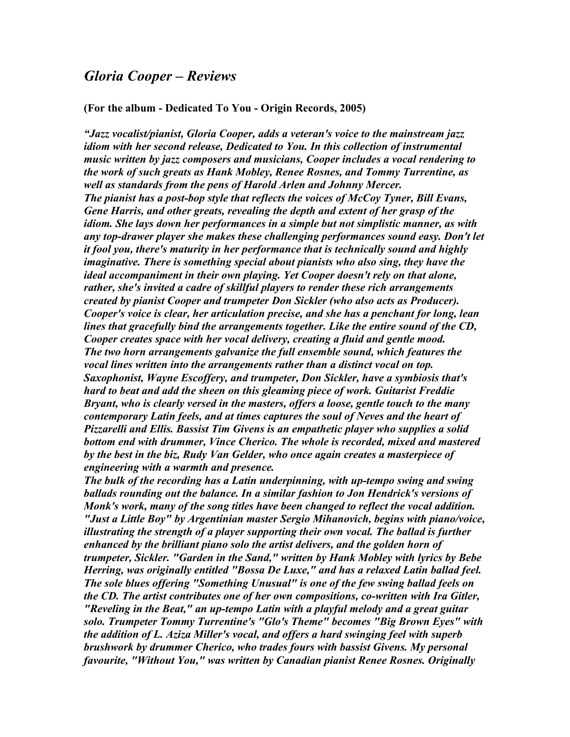# *Gloria Cooper – Reviews*

**(For the album - Dedicated To You - Origin Records, 2005)**

***"Jazz vocalist/pianist, Gloria Cooper, adds a veteran's voice to the mainstream jazz idiom with her second release, Dedicated to You. In this collection of instrumental music written by jazz composers and musicians, Cooper includes a vocal rendering to the work of such greats as Hank Mobley, Renee Rosnes, and Tommy Turrentine, as well as standards from the pens of Harold Arlen and Johnny Mercer.***

***The pianist has a post-bop style that reflects the voices of McCoy Tyner, Bill Evans, Gene Harris, and other greats, revealing the depth and extent of her grasp of the idiom. She lays down her performances in a simple but not simplistic manner, as with any top-drawer player she makes these challenging performances sound easy. Don't let it fool you, there's maturity in her performance that is technically sound and highly imaginative. There is something special about pianists who also sing, they have the ideal accompaniment in their own playing. Yet Cooper doesn't rely on that alone, rather, she's invited a cadre of skillful players to render these rich arrangements created by pianist Cooper and trumpeter Don Sickler (who also acts as Producer). Cooper's voice is clear, her articulation precise, and she has a penchant for long, lean lines that gracefully bind the arrangements together. Like the entire sound of the CD, Cooper creates space with her vocal delivery, creating a fluid and gentle mood.***

***The two horn arrangements galvanize the full ensemble sound, which features the vocal lines written into the arrangements rather than a distinct vocal on top. Saxophonist, Wayne Escoffery, and trumpeter, Don Sickler, have a symbiosis that's hard to beat and add the sheen on this gleaming piece of work. Guitarist Freddie Bryant, who is clearly versed in the masters, offers a loose, gentle touch to the many contemporary Latin feels, and at times captures the soul of Neves and the heart of Pizzarelli and Ellis. Bassist Tim Givens is an empathetic player who supplies a solid bottom end with drummer, Vince Cherico. The whole is recorded, mixed and mastered by the best in the biz, Rudy Van Gelder, who once again creates a masterpiece of engineering with a warmth and presence.***

***The bulk of the recording has a Latin underpinning, with up-tempo swing and swing ballads rounding out the balance. In a similar fashion to Jon Hendrick's versions of Monk's work, many of the song titles have been changed to reflect the vocal addition. "Just a Little Boy" by Argentinian master Sergio Mihanovich, begins with piano/voice, illustrating the strength of a player supporting their own vocal. The ballad is further enhanced by the brilliant piano solo the artist delivers, and the golden horn of trumpeter, Sickler. "Garden in the Sand," written by Hank Mobley with lyrics by Bebe Herring, was originally entitled "Bossa De Luxe," and has a relaxed Latin ballad feel. The sole blues offering "Something Unusual" is one of the few swing ballad feels on the CD. The artist contributes one of her own compositions, co-written with Ira Gitler, "Reveling in the Beat," an up-tempo Latin with a playful melody and a great guitar solo. Trumpeter Tommy Turrentine's "Glo's Theme" becomes "Big Brown Eyes" with the addition of L. Aziza Miller's vocal, and offers a hard swinging feel with superb brushwork by drummer Cherico, who trades fours with bassist Givens. My personal favourite, "Without You," was written by Canadian pianist Renee Rosnes. Originally***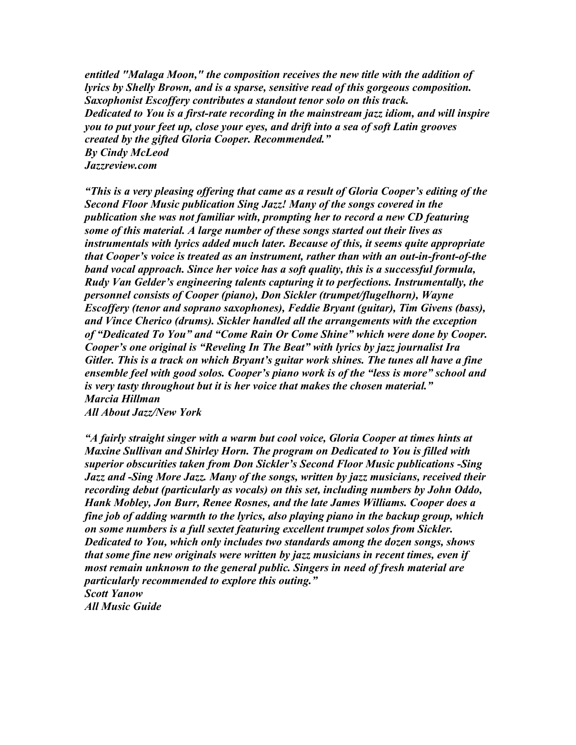*entitled "Malaga Moon," the composition receives the new title with the addition of lyrics by Shelly Brown, and is a sparse, sensitive read of this gorgeous composition. Saxophonist Escoffery contributes a standout tenor solo on this track.*
*Dedicated to You is a first-rate recording in the mainstream jazz idiom, and will inspire you to put your feet up, close your eyes, and drift into a sea of soft Latin grooves created by the gifted Gloria Cooper. Recommended."*
***By Cindy McLeod***
***Jazzreview.com***

***"This is a very pleasing offering that came as a result of Gloria Cooper's editing of the Second Floor Music publication Sing Jazz! Many of the songs covered in the publication she was not familiar with, prompting her to record a new CD featuring some of this material. A large number of these songs started out their lives as instrumentals with lyrics added much later. Because of this, it seems quite appropriate that Cooper's voice is treated as an instrument, rather than with an out-in-front-of-the band vocal approach. Since her voice has a soft quality, this is a successful formula, Rudy Van Gelder's engineering talents capturing it to perfections. Instrumentally, the personnel consists of Cooper (piano), Don Sickler (trumpet/flugelhorn), Wayne Escoffery (tenor and soprano saxophones), Feddie Bryant (guitar), Tim Givens (bass), and Vince Cherico (drums). Sickler handled all the arrangements with the exception of "Dedicated To You" and "Come Rain Or Come Shine" which were done by Cooper. Cooper's one original is "Reveling In The Beat" with lyrics by jazz journalist Ira Gitler. This is a track on which Bryant's guitar work shines. The tunes all have a fine ensemble feel with good solos. Cooper's piano work is of the "less is more" school and is very tasty throughout but it is her voice that makes the chosen material."***
***Marcia Hillman***
***All About Jazz/New York***

***"A fairly straight singer with a warm but cool voice, Gloria Cooper at times hints at Maxine Sullivan and Shirley Horn. The program on Dedicated to You is filled with superior obscurities taken from Don Sickler's Second Floor Music publications -Sing Jazz and -Sing More Jazz. Many of the songs, written by jazz musicians, received their recording debut (particularly as vocals) on this set, including numbers by John Oddo, Hank Mobley, Jon Burr, Renee Rosnes, and the late James Williams. Cooper does a fine job of adding warmth to the lyrics, also playing piano in the backup group, which on some numbers is a full sextet featuring excellent trumpet solos from Sickler. Dedicated to You, which only includes two standards among the dozen songs, shows that some fine new originals were written by jazz musicians in recent times, even if most remain unknown to the general public. Singers in need of fresh material are particularly recommended to explore this outing."***
***Scott Yanow***
***All Music Guide***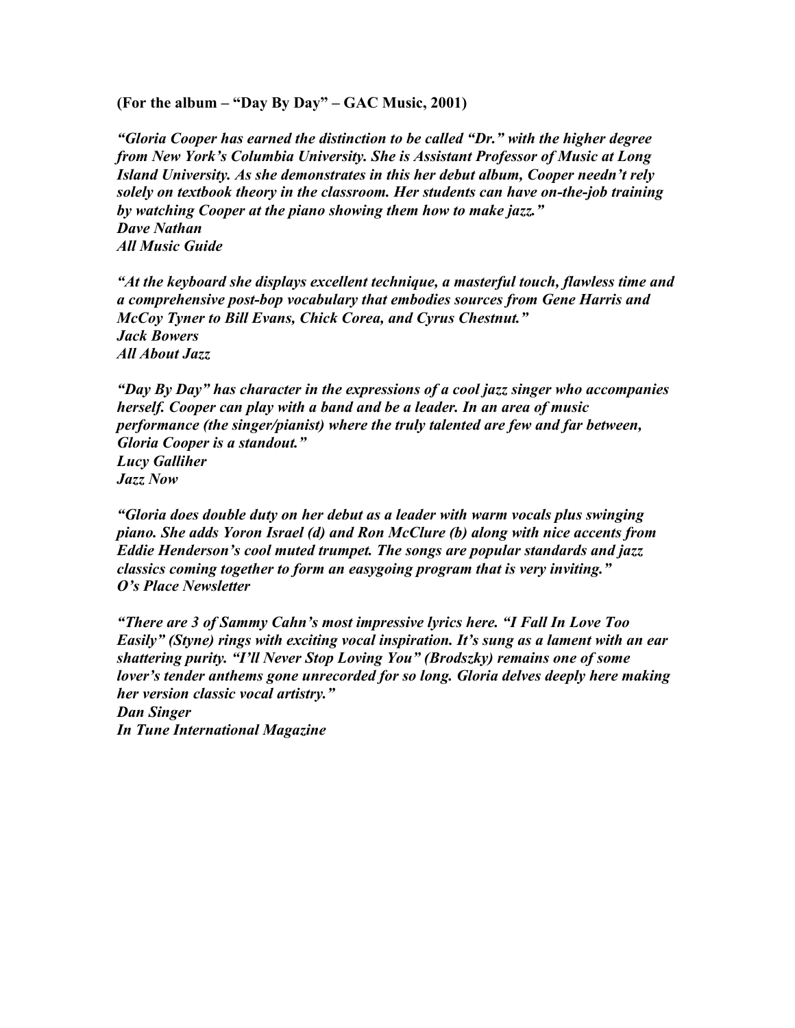**(For the album – "Day By Day" – GAC Music, 2001)**

***"Gloria Cooper has earned the distinction to be called "Dr." with the higher degree from New York's Columbia University. She is Assistant Professor of Music at Long Island University. As she demonstrates in this her debut album, Cooper needn't rely solely on textbook theory in the classroom. Her students can have on-the-job training by watching Cooper at the piano showing them how to make jazz."***
***Dave Nathan***
***All Music Guide***

***"At the keyboard she displays excellent technique, a masterful touch, flawless time and a comprehensive post-bop vocabulary that embodies sources from Gene Harris and McCoy Tyner to Bill Evans, Chick Corea, and Cyrus Chestnut."***
***Jack Bowers***
***All About Jazz***

***"Day By Day" has character in the expressions of a cool jazz singer who accompanies herself. Cooper can play with a band and be a leader. In an area of music performance (the singer/pianist) where the truly talented are few and far between, Gloria Cooper is a standout."***
***Lucy Galliher***
***Jazz Now***

***"Gloria does double duty on her debut as a leader with warm vocals plus swinging piano. She adds Yoron Israel (d) and Ron McClure (b) along with nice accents from Eddie Henderson's cool muted trumpet. The songs are popular standards and jazz classics coming together to form an easygoing program that is very inviting."***
***O's Place Newsletter***

***"There are 3 of Sammy Cahn's most impressive lyrics here. "I Fall In Love Too Easily" (Styne) rings with exciting vocal inspiration. It's sung as a lament with an ear shattering purity. "I'll Never Stop Loving You" (Brodszky) remains one of some lover's tender anthems gone unrecorded for so long. Gloria delves deeply here making her version classic vocal artistry."***
***Dan Singer***
***In Tune International Magazine***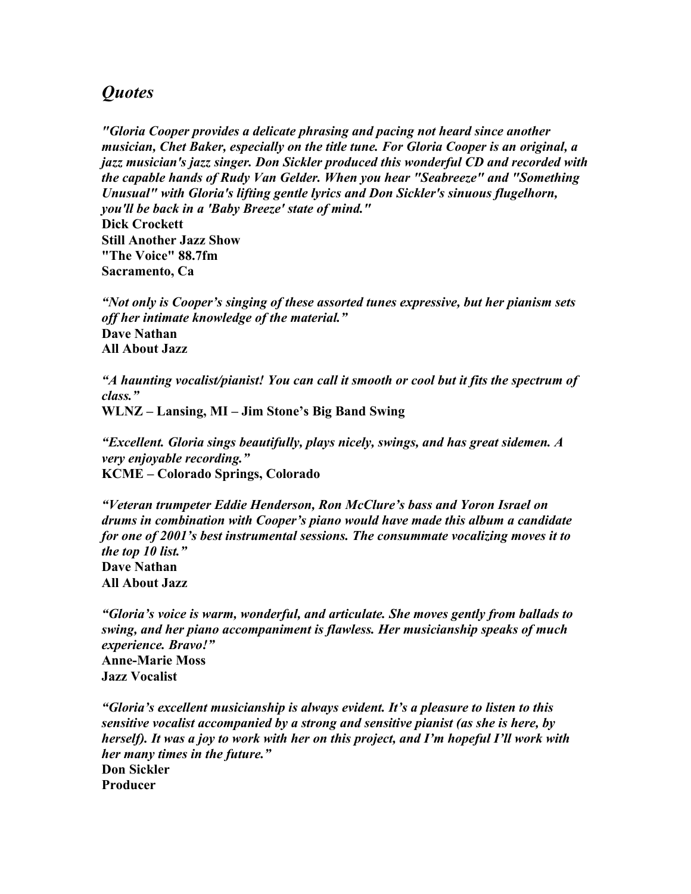## *Quotes*

***"Gloria Cooper provides a delicate phrasing and pacing not heard since another musician, Chet Baker, especially on the title tune. For Gloria Cooper is an original, a jazz musician's jazz singer. Don Sickler produced this wonderful CD and recorded with the capable hands of Rudy Van Gelder. When you hear "Seabreeze" and "Something Unusual" with Gloria's lifting gentle lyrics and Don Sickler's sinuous flugelhorn, you'll be back in a 'Baby Breeze' state of mind."***
**Dick Crockett**
**Still Another Jazz Show**
**"The Voice" 88.7fm**
**Sacramento, Ca**

***"Not only is Cooper's singing of these assorted tunes expressive, but her pianism sets off her intimate knowledge of the material."***
**Dave Nathan**
**All About Jazz**

***"A haunting vocalist/pianist! You can call it smooth or cool but it fits the spectrum of class."***
**WLNZ – Lansing, MI – Jim Stone's Big Band Swing**

***"Excellent. Gloria sings beautifully, plays nicely, swings, and has great sidemen. A very enjoyable recording."***
**KCME – Colorado Springs, Colorado**

***"Veteran trumpeter Eddie Henderson, Ron McClure's bass and Yoron Israel on drums in combination with Cooper's piano would have made this album a candidate for one of 2001's best instrumental sessions. The consummate vocalizing moves it to the top 10 list."***
**Dave Nathan**
**All About Jazz**

***"Gloria's voice is warm, wonderful, and articulate. She moves gently from ballads to swing, and her piano accompaniment is flawless. Her musicianship speaks of much experience. Bravo!"***
**Anne-Marie Moss**
**Jazz Vocalist**

***"Gloria's excellent musicianship is always evident. It's a pleasure to listen to this sensitive vocalist accompanied by a strong and sensitive pianist (as she is here, by herself). It was a joy to work with her on this project, and I'm hopeful I'll work with her many times in the future."***
**Don Sickler**
**Producer**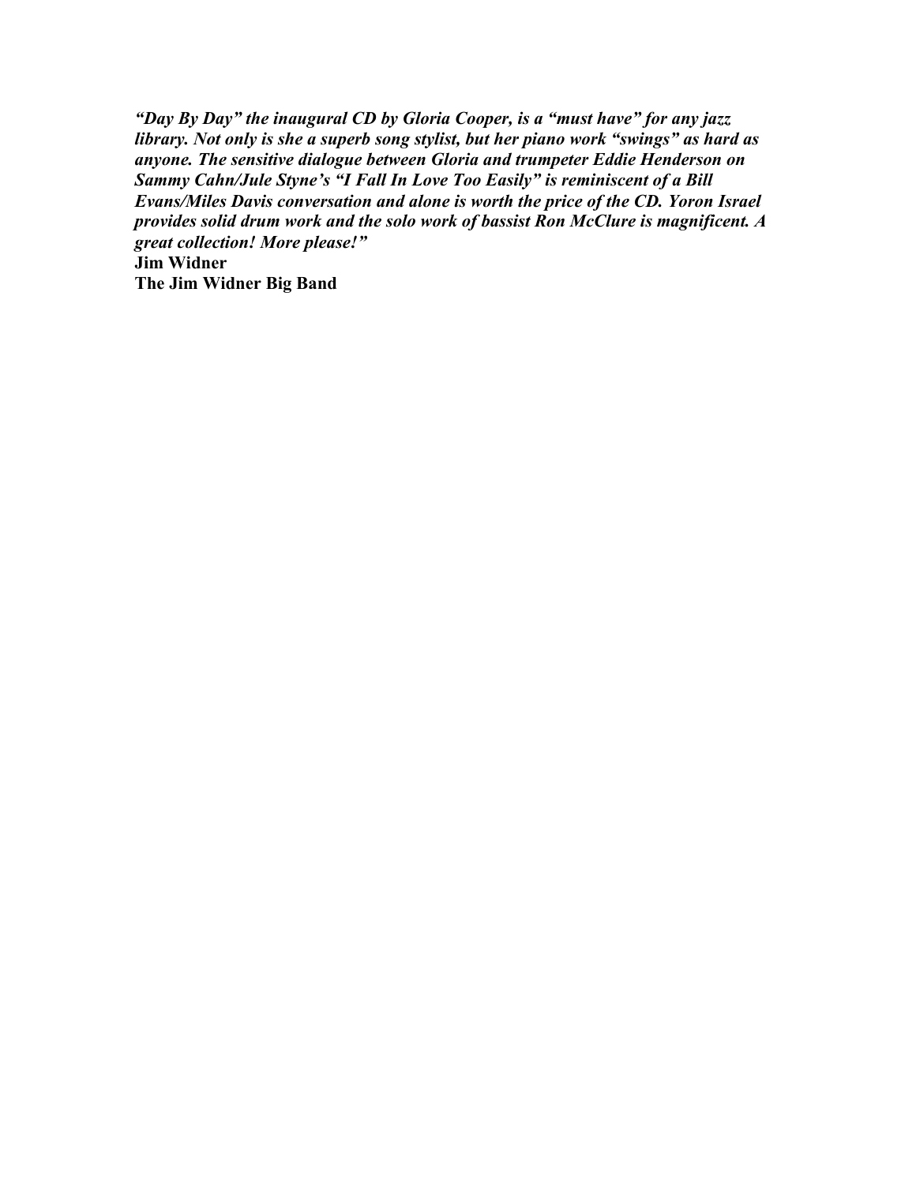*"Day By Day" the inaugural CD by Gloria Cooper, is a "must have" for any jazz library. Not only is she a superb song stylist, but her piano work "swings" as hard as anyone. The sensitive dialogue between Gloria and trumpeter Eddie Henderson on Sammy Cahn/Jule Styne's "I Fall In Love Too Easily" is reminiscent of a Bill Evans/Miles Davis conversation and alone is worth the price of the CD. Yoron Israel provides solid drum work and the solo work of bassist Ron McClure is magnificent. A great collection! More please!"*

**Jim Widner**
**The Jim Widner Big Band**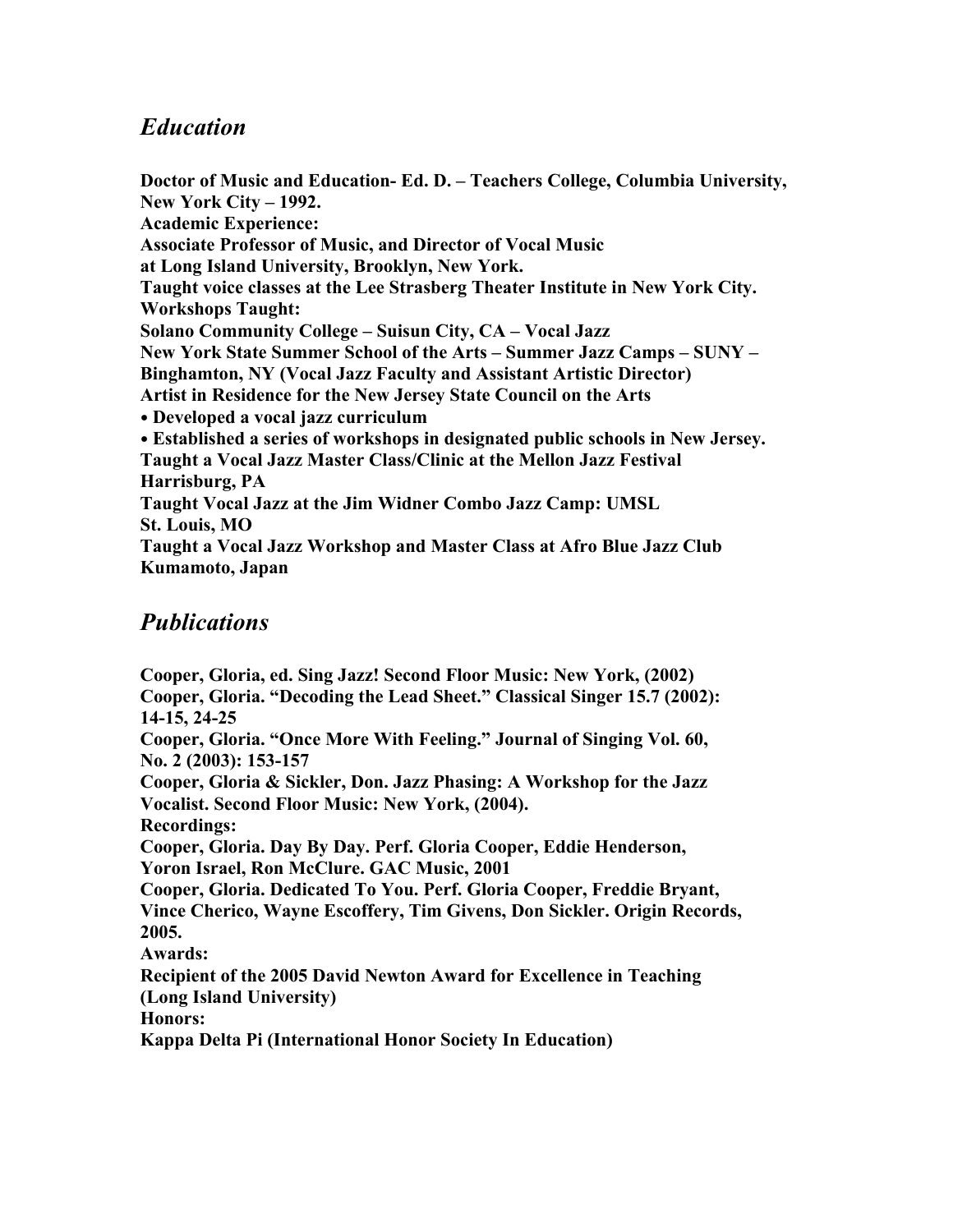## *Education*

**Doctor of Music and Education- Ed. D. – Teachers College, Columbia University, New York City – 1992.**
**Academic Experience:**
**Associate Professor of Music, and Director of Vocal Music at Long Island University, Brooklyn, New York.**
**Taught voice classes at the Lee Strasberg Theater Institute in New York City.**
**Workshops Taught:**
**Solano Community College – Suisun City, CA – Vocal Jazz**
**New York State Summer School of the Arts – Summer Jazz Camps – SUNY – Binghamton, NY (Vocal Jazz Faculty and Assistant Artistic Director)**
**Artist in Residence for the New Jersey State Council on the Arts**

- **Developed a vocal jazz curriculum**
- **Established a series of workshops in designated public schools in New Jersey.**

**Taught a Vocal Jazz Master Class/Clinic at the Mellon Jazz Festival Harrisburg, PA**
**Taught Vocal Jazz at the Jim Widner Combo Jazz Camp: UMSL St. Louis, MO**
**Taught a Vocal Jazz Workshop and Master Class at Afro Blue Jazz Club Kumamoto, Japan**

## *Publications*

**Cooper, Gloria, ed. Sing Jazz! Second Floor Music: New York, (2002)**
**Cooper, Gloria. "Decoding the Lead Sheet." Classical Singer 15.7 (2002): 14-15, 24-25**
**Cooper, Gloria. "Once More With Feeling." Journal of Singing Vol. 60, No. 2 (2003): 153-157**
**Cooper, Gloria & Sickler, Don. Jazz Phasing: A Workshop for the Jazz Vocalist. Second Floor Music: New York, (2004).**
**Recordings:**
**Cooper, Gloria. Day By Day. Perf. Gloria Cooper, Eddie Henderson, Yoron Israel, Ron McClure. GAC Music, 2001**
**Cooper, Gloria. Dedicated To You. Perf. Gloria Cooper, Freddie Bryant, Vince Cherico, Wayne Escoffery, Tim Givens, Don Sickler. Origin Records, 2005.**
**Awards:**
**Recipient of the 2005 David Newton Award for Excellence in Teaching (Long Island University)**
**Honors:**
**Kappa Delta Pi (International Honor Society In Education)**